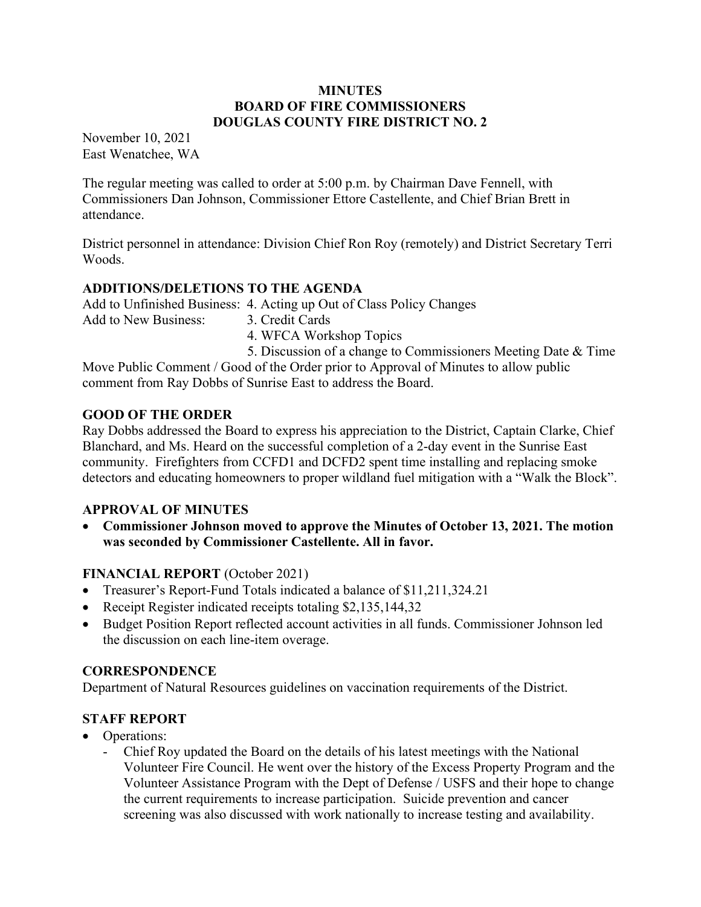**MINUTES**
**BOARD OF FIRE COMMISSIONERS**
**DOUGLAS COUNTY FIRE DISTRICT NO. 2**

November 10, 2021
East Wenatchee, WA

The regular meeting was called to order at 5:00 p.m. by Chairman Dave Fennell, with Commissioners Dan Johnson, Commissioner Ettore Castellente, and Chief Brian Brett in attendance.

District personnel in attendance: Division Chief Ron Roy (remotely) and District Secretary Terri Woods.

## ADDITIONS/DELETIONS TO THE AGENDA

Add to Unfinished Business: 4. Acting up Out of Class Policy Changes
Add to New Business: 3. Credit Cards
4. WFCA Workshop Topics
5. Discussion of a change to Commissioners Meeting Date & Time

Move Public Comment / Good of the Order prior to Approval of Minutes to allow public comment from Ray Dobbs of Sunrise East to address the Board.

## GOOD OF THE ORDER

Ray Dobbs addressed the Board to express his appreciation to the District, Captain Clarke, Chief Blanchard, and Ms. Heard on the successful completion of a 2-day event in the Sunrise East community. Firefighters from CCFD1 and DCFD2 spent time installing and replacing smoke detectors and educating homeowners to proper wildland fuel mitigation with a "Walk the Block".

## APPROVAL OF MINUTES

- **Commissioner Johnson moved to approve the Minutes of October 13, 2021. The motion was seconded by Commissioner Castellente. All in favor.**

## FINANCIAL REPORT (October 2021)

- Treasurer's Report-Fund Totals indicated a balance of $11,211,324.21
- Receipt Register indicated receipts totaling $2,135,144,32
- Budget Position Report reflected account activities in all funds. Commissioner Johnson led the discussion on each line-item overage.

## CORRESPONDENCE

Department of Natural Resources guidelines on vaccination requirements of the District.

## STAFF REPORT

- Operations:
  - Chief Roy updated the Board on the details of his latest meetings with the National Volunteer Fire Council. He went over the history of the Excess Property Program and the Volunteer Assistance Program with the Dept of Defense / USFS and their hope to change the current requirements to increase participation. Suicide prevention and cancer screening was also discussed with work nationally to increase testing and availability.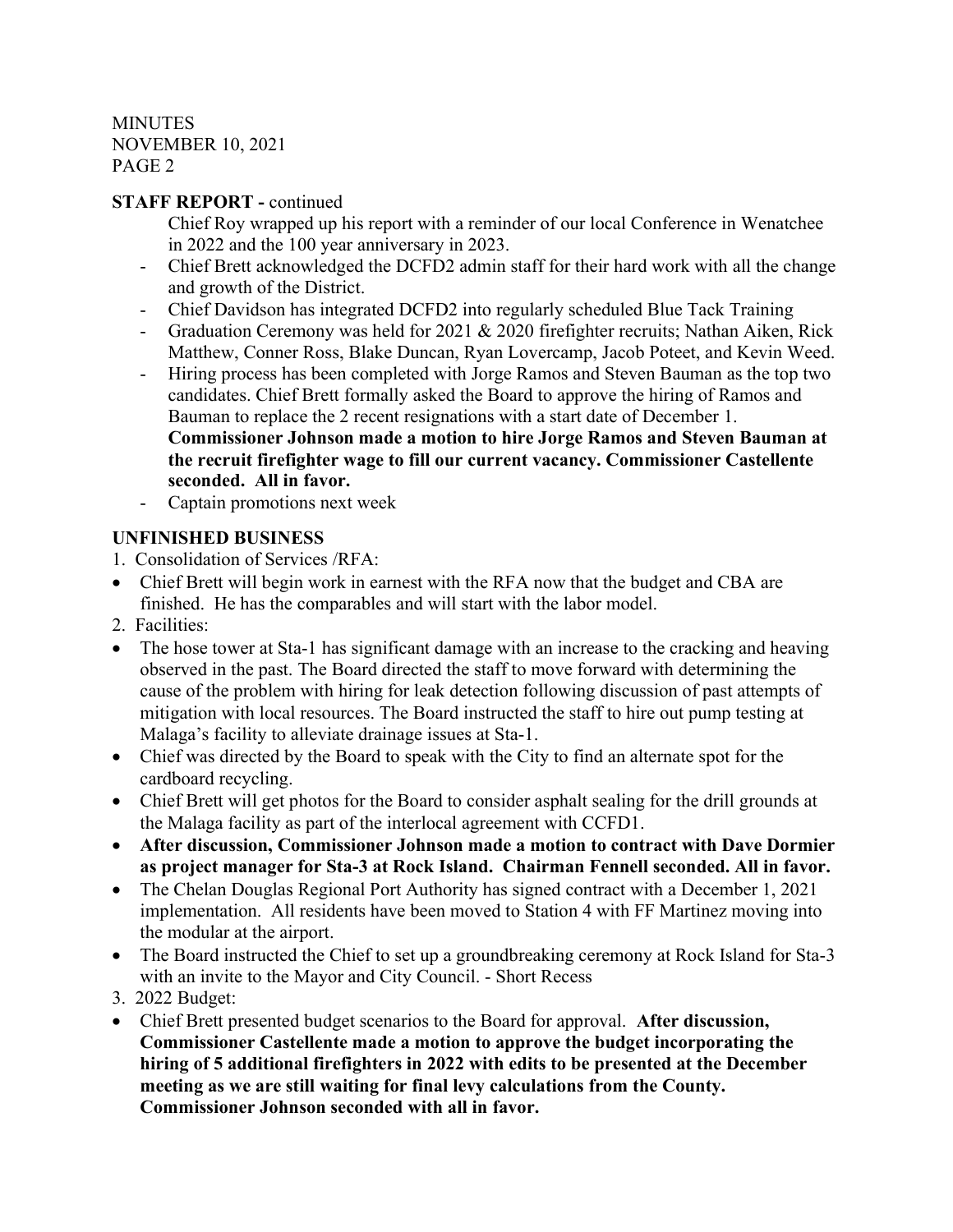MINUTES
NOVEMBER 10, 2021
PAGE 2

**STAFF REPORT -** continued

Chief Roy wrapped up his report with a reminder of our local Conference in Wenatchee in 2022 and the 100 year anniversary in 2023.

- Chief Brett acknowledged the DCFD2 admin staff for their hard work with all the change and growth of the District.
- Chief Davidson has integrated DCFD2 into regularly scheduled Blue Tack Training
- Graduation Ceremony was held for 2021 & 2020 firefighter recruits; Nathan Aiken, Rick Matthew, Conner Ross, Blake Duncan, Ryan Lovercamp, Jacob Poteet, and Kevin Weed.
- Hiring process has been completed with Jorge Ramos and Steven Bauman as the top two candidates. Chief Brett formally asked the Board to approve the hiring of Ramos and Bauman to replace the 2 recent resignations with a start date of December 1. **Commissioner Johnson made a motion to hire Jorge Ramos and Steven Bauman at the recruit firefighter wage to fill our current vacancy. Commissioner Castellente seconded. All in favor.**
- Captain promotions next week

**UNFINISHED BUSINESS**

1. Consolidation of Services /RFA:

- Chief Brett will begin work in earnest with the RFA now that the budget and CBA are finished. He has the comparables and will start with the labor model.

2. Facilities:

- The hose tower at Sta-1 has significant damage with an increase to the cracking and heaving observed in the past. The Board directed the staff to move forward with determining the cause of the problem with hiring for leak detection following discussion of past attempts of mitigation with local resources. The Board instructed the staff to hire out pump testing at Malaga's facility to alleviate drainage issues at Sta-1.
- Chief was directed by the Board to speak with the City to find an alternate spot for the cardboard recycling.
- Chief Brett will get photos for the Board to consider asphalt sealing for the drill grounds at the Malaga facility as part of the interlocal agreement with CCFD1.
- **After discussion, Commissioner Johnson made a motion to contract with Dave Dormier as project manager for Sta-3 at Rock Island. Chairman Fennell seconded. All in favor.**
- The Chelan Douglas Regional Port Authority has signed contract with a December 1, 2021 implementation. All residents have been moved to Station 4 with FF Martinez moving into the modular at the airport.
- The Board instructed the Chief to set up a groundbreaking ceremony at Rock Island for Sta-3 with an invite to the Mayor and City Council. - Short Recess

3. 2022 Budget:

- Chief Brett presented budget scenarios to the Board for approval. **After discussion, Commissioner Castellente made a motion to approve the budget incorporating the hiring of 5 additional firefighters in 2022 with edits to be presented at the December meeting as we are still waiting for final levy calculations from the County. Commissioner Johnson seconded with all in favor.**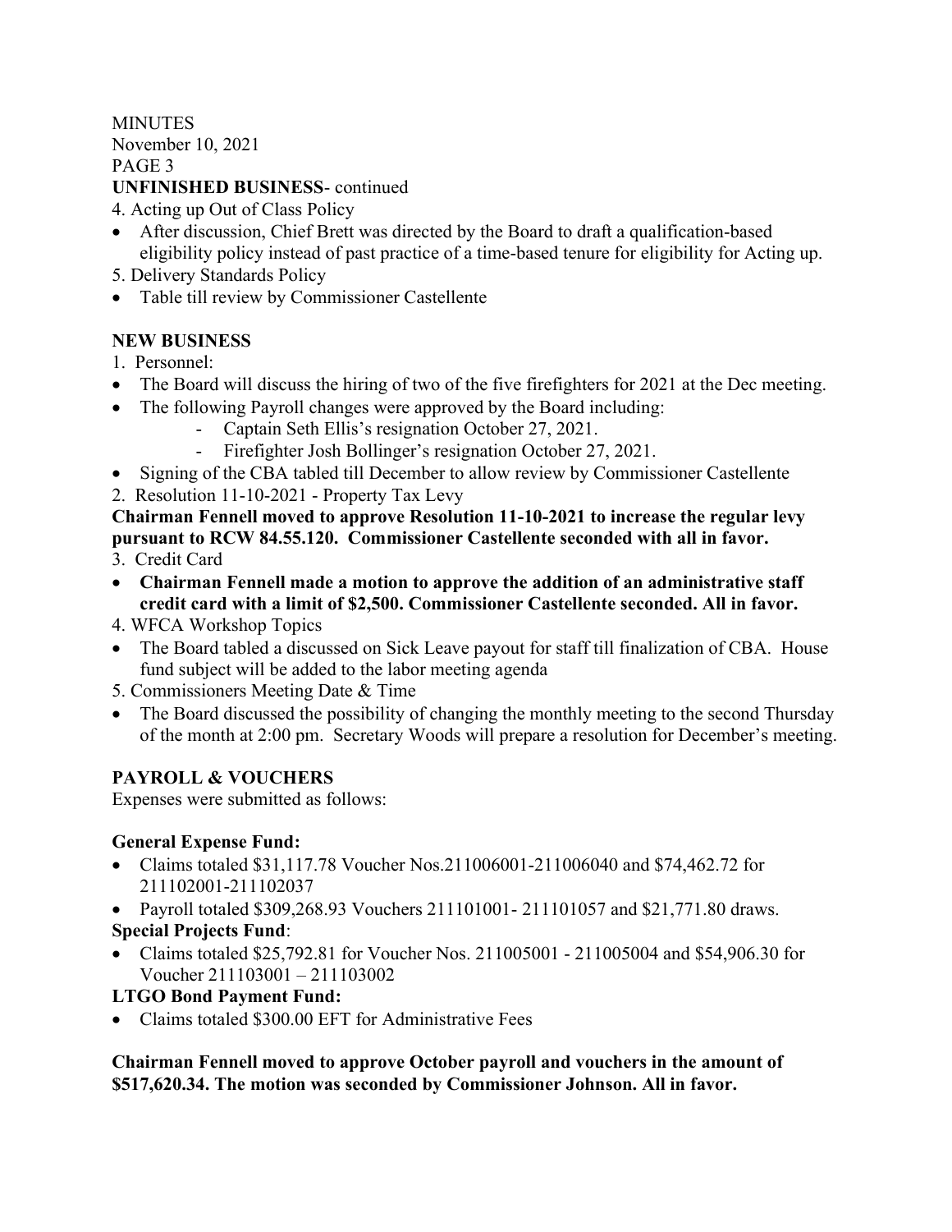MINUTES
November 10, 2021
PAGE 3

**UNFINISHED BUSINESS**- continued

4. Acting up Out of Class Policy
- After discussion, Chief Brett was directed by the Board to draft a qualification-based eligibility policy instead of past practice of a time-based tenure for eligibility for Acting up.

5. Delivery Standards Policy
- Table till review by Commissioner Castellente

**NEW BUSINESS**

1. Personnel:
- The Board will discuss the hiring of two of the five firefighters for 2021 at the Dec meeting.
- The following Payroll changes were approved by the Board including:
  - Captain Seth Ellis's resignation October 27, 2021.
  - Firefighter Josh Bollinger's resignation October 27, 2021.
- Signing of the CBA tabled till December to allow review by Commissioner Castellente

2. Resolution 11-10-2021 - Property Tax Levy

**Chairman Fennell moved to approve Resolution 11-10-2021 to increase the regular levy pursuant to RCW 84.55.120. Commissioner Castellente seconded with all in favor.**

3. Credit Card
- **Chairman Fennell made a motion to approve the addition of an administrative staff credit card with a limit of $2,500. Commissioner Castellente seconded. All in favor.**

4. WFCA Workshop Topics
- The Board tabled a discussed on Sick Leave payout for staff till finalization of CBA. House fund subject will be added to the labor meeting agenda

5. Commissioners Meeting Date & Time
- The Board discussed the possibility of changing the monthly meeting to the second Thursday of the month at 2:00 pm. Secretary Woods will prepare a resolution for December's meeting.

**PAYROLL & VOUCHERS**

Expenses were submitted as follows:

**General Expense Fund:**
- Claims totaled $31,117.78 Voucher Nos.211006001-211006040 and $74,462.72 for 211102001-211102037
- Payroll totaled $309,268.93 Vouchers 211101001- 211101057 and $21,771.80 draws.

**Special Projects Fund**:
- Claims totaled $25,792.81 for Voucher Nos. 211005001 - 211005004 and $54,906.30 for Voucher 211103001 – 211103002

**LTGO Bond Payment Fund:**
- Claims totaled $300.00 EFT for Administrative Fees

**Chairman Fennell moved to approve October payroll and vouchers in the amount of $517,620.34. The motion was seconded by Commissioner Johnson. All in favor.**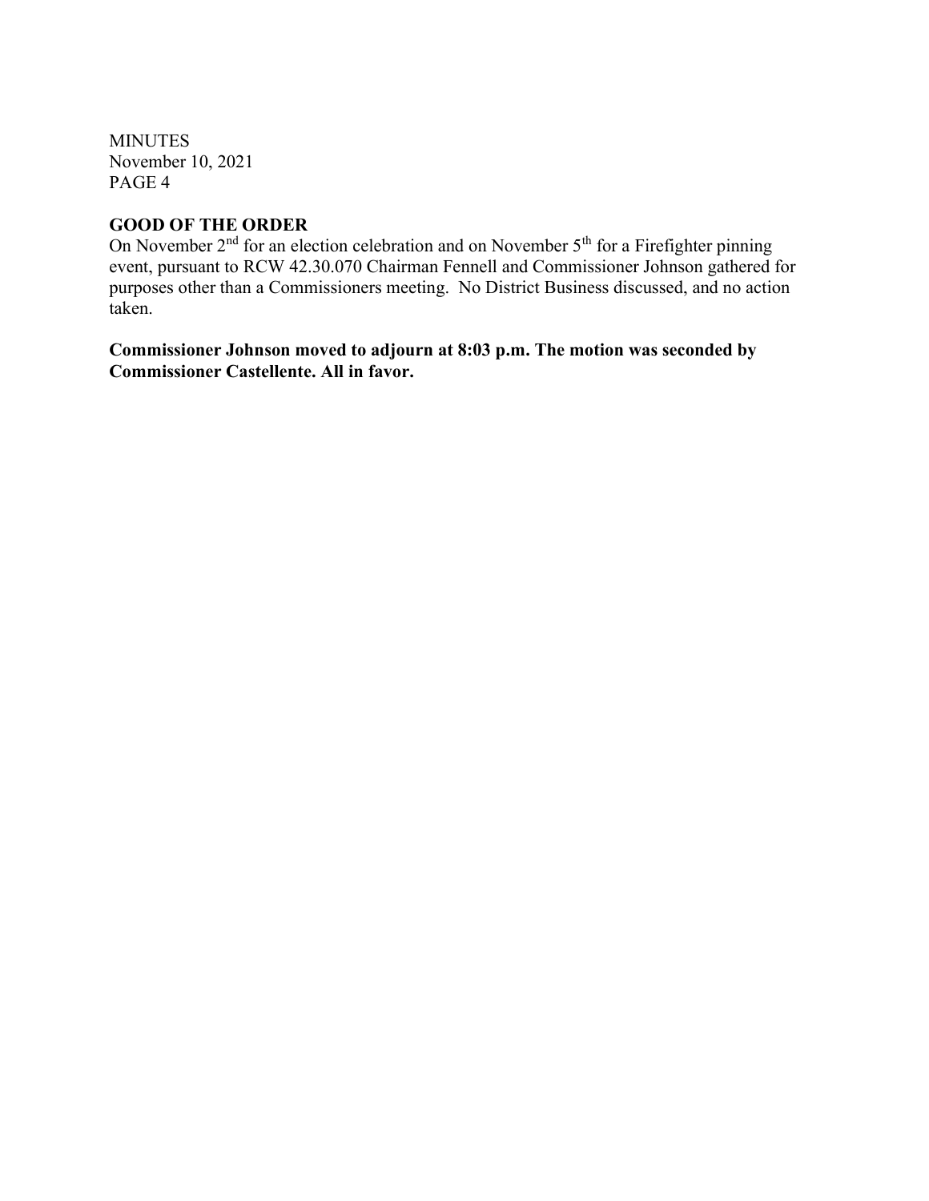MINUTES
November 10, 2021

## GOOD OF THE ORDER

On November 2nd for an election celebration and on November 5th for a Firefighter pinning event, pursuant to RCW 42.30.070 Chairman Fennell and Commissioner Johnson gathered for purposes other than a Commissioners meeting. No District Business discussed, and no action taken.

**Commissioner Johnson moved to adjourn at 8:03 p.m. The motion was seconded by Commissioner Castellente. All in favor.**